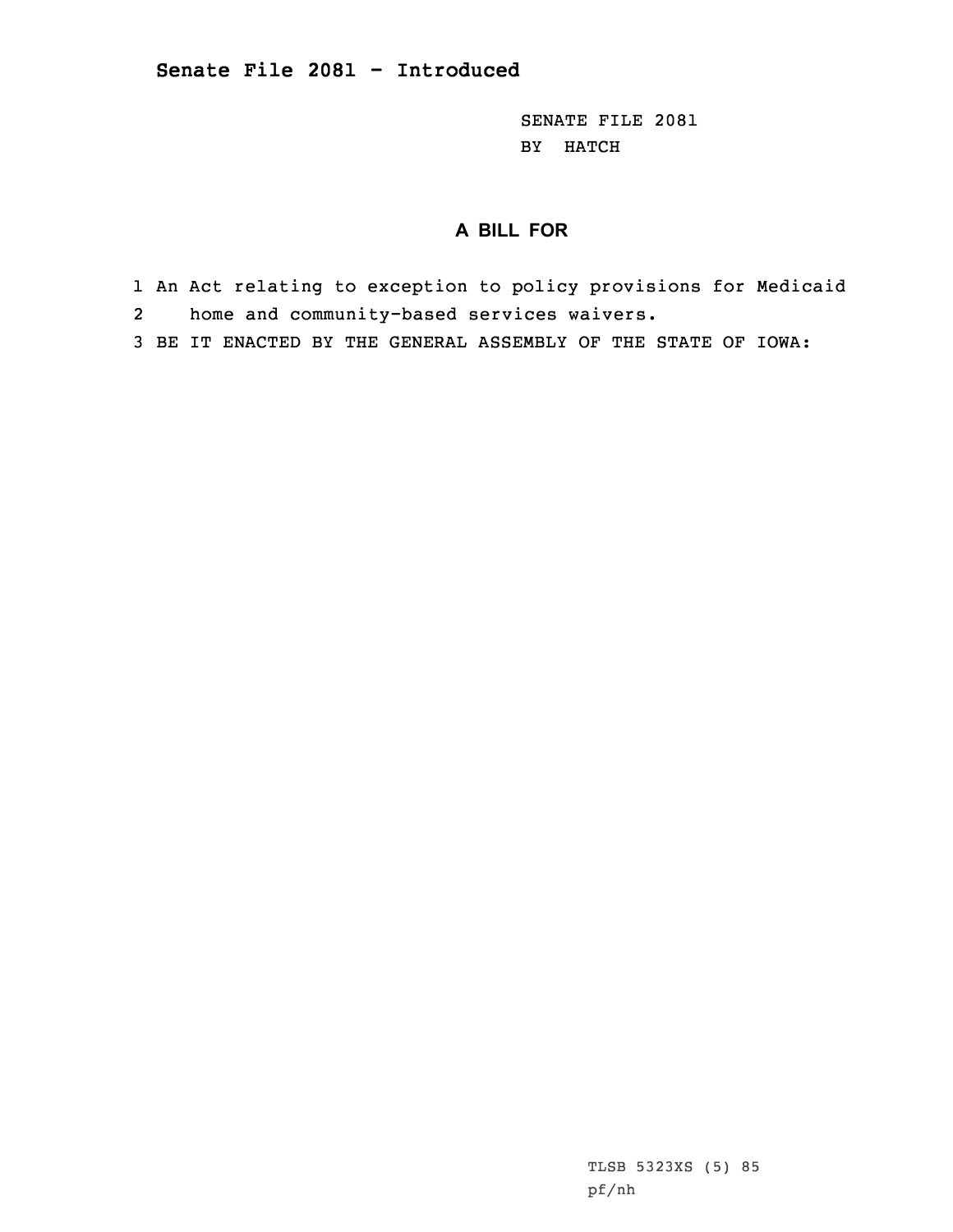**Senate File 2081 - Introduced**

SENATE FILE 2081
BY HATCH

## A BILL FOR

1 An Act relating to exception to policy provisions for Medicaid
2 home and community-based services waivers.
3 BE IT ENACTED BY THE GENERAL ASSEMBLY OF THE STATE OF IOWA:

TLSB 5323XS (5) 85
pf/nh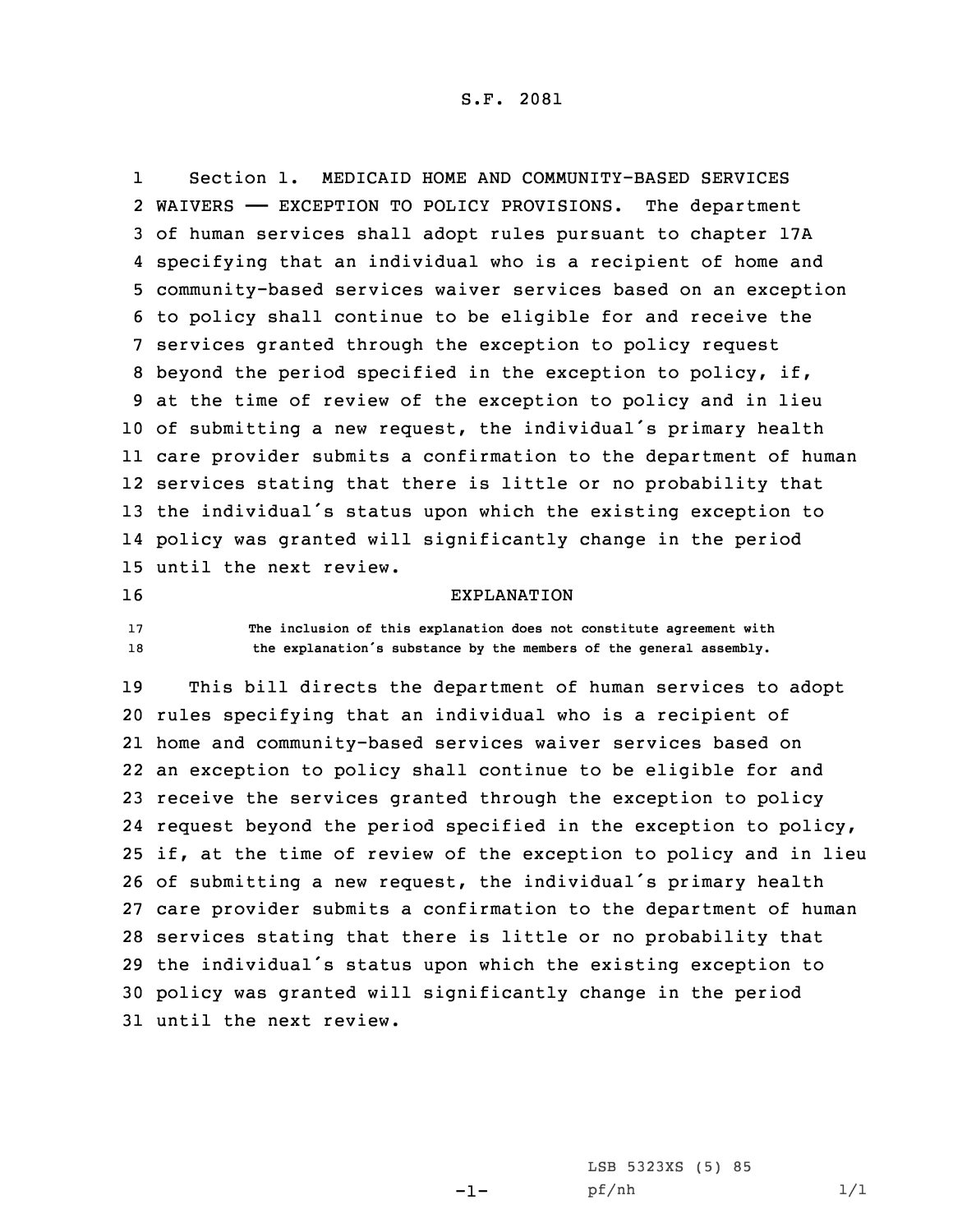S.F. 2081

Section 1. MEDICAID HOME AND COMMUNITY-BASED SERVICES WAIVERS —— EXCEPTION TO POLICY PROVISIONS. The department of human services shall adopt rules pursuant to chapter 17A specifying that an individual who is a recipient of home and community-based services waiver services based on an exception to policy shall continue to be eligible for and receive the services granted through the exception to policy request beyond the period specified in the exception to policy, if, at the time of review of the exception to policy and in lieu of submitting a new request, the individual's primary health care provider submits a confirmation to the department of human services stating that there is little or no probability that the individual's status upon which the existing exception to policy was granted will significantly change in the period until the next review.

## EXPLANATION

**The inclusion of this explanation does not constitute agreement with the explanation's substance by the members of the general assembly.**

This bill directs the department of human services to adopt rules specifying that an individual who is a recipient of home and community-based services waiver services based on an exception to policy shall continue to be eligible for and receive the services granted through the exception to policy request beyond the period specified in the exception to policy, if, at the time of review of the exception to policy and in lieu of submitting a new request, the individual's primary health care provider submits a confirmation to the department of human services stating that there is little or no probability that the individual's status upon which the existing exception to policy was granted will significantly change in the period until the next review.

LSB 5323XS (5) 85
pf/nh